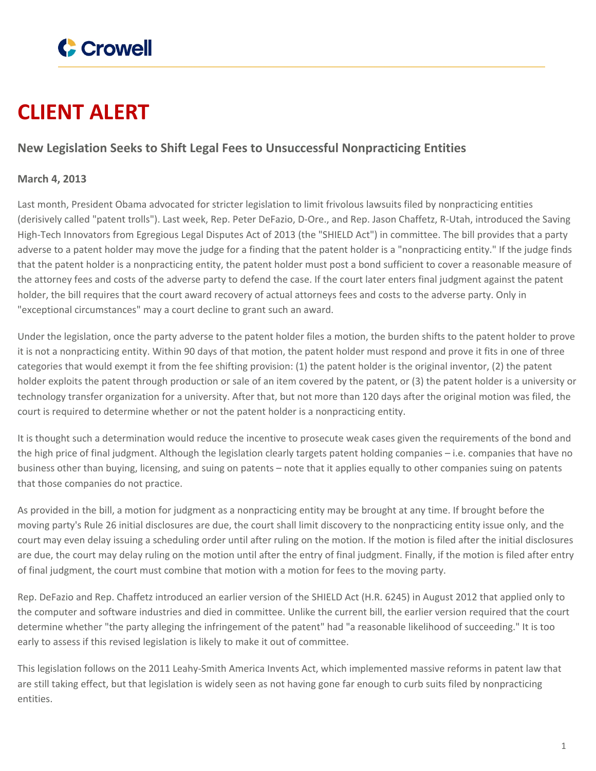# CLIENT ALERT

### New Legislation Seeks to Shift Legal Fees to Unsuccessful Nonpracticing Entities

**March 4, 2013**

Last month, President Obama advocated for stricter legislation to limit frivolous lawsuits filed by nonpracticing entities (derisively called "patent trolls"). Last week, Rep. Peter DeFazio, D-Ore., and Rep. Jason Chaffetz, R-Utah, introduced the Saving High-Tech Innovators from Egregious Legal Disputes Act of 2013 (the "SHIELD Act") in committee. The bill provides that a party adverse to a patent holder may move the judge for a finding that the patent holder is a "nonpracticing entity." If the judge finds that the patent holder is a nonpracticing entity, the patent holder must post a bond sufficient to cover a reasonable measure of the attorney fees and costs of the adverse party to defend the case. If the court later enters final judgment against the patent holder, the bill requires that the court award recovery of actual attorneys fees and costs to the adverse party. Only in "exceptional circumstances" may a court decline to grant such an award.

Under the legislation, once the party adverse to the patent holder files a motion, the burden shifts to the patent holder to prove it is not a nonpracticing entity. Within 90 days of that motion, the patent holder must respond and prove it fits in one of three categories that would exempt it from the fee shifting provision: (1) the patent holder is the original inventor, (2) the patent holder exploits the patent through production or sale of an item covered by the patent, or (3) the patent holder is a university or technology transfer organization for a university. After that, but not more than 120 days after the original motion was filed, the court is required to determine whether or not the patent holder is a nonpracticing entity.

It is thought such a determination would reduce the incentive to prosecute weak cases given the requirements of the bond and the high price of final judgment. Although the legislation clearly targets patent holding companies – i.e. companies that have no business other than buying, licensing, and suing on patents – note that it applies equally to other companies suing on patents that those companies do not practice.

As provided in the bill, a motion for judgment as a nonpracticing entity may be brought at any time. If brought before the moving party's Rule 26 initial disclosures are due, the court shall limit discovery to the nonpracticing entity issue only, and the court may even delay issuing a scheduling order until after ruling on the motion. If the motion is filed after the initial disclosures are due, the court may delay ruling on the motion until after the entry of final judgment. Finally, if the motion is filed after entry of final judgment, the court must combine that motion with a motion for fees to the moving party.

Rep. DeFazio and Rep. Chaffetz introduced an earlier version of the SHIELD Act (H.R. 6245) in August 2012 that applied only to the computer and software industries and died in committee. Unlike the current bill, the earlier version required that the court determine whether "the party alleging the infringement of the patent" had "a reasonable likelihood of succeeding." It is too early to assess if this revised legislation is likely to make it out of committee.

This legislation follows on the 2011 Leahy-Smith America Invents Act, which implemented massive reforms in patent law that are still taking effect, but that legislation is widely seen as not having gone far enough to curb suits filed by nonpracticing entities.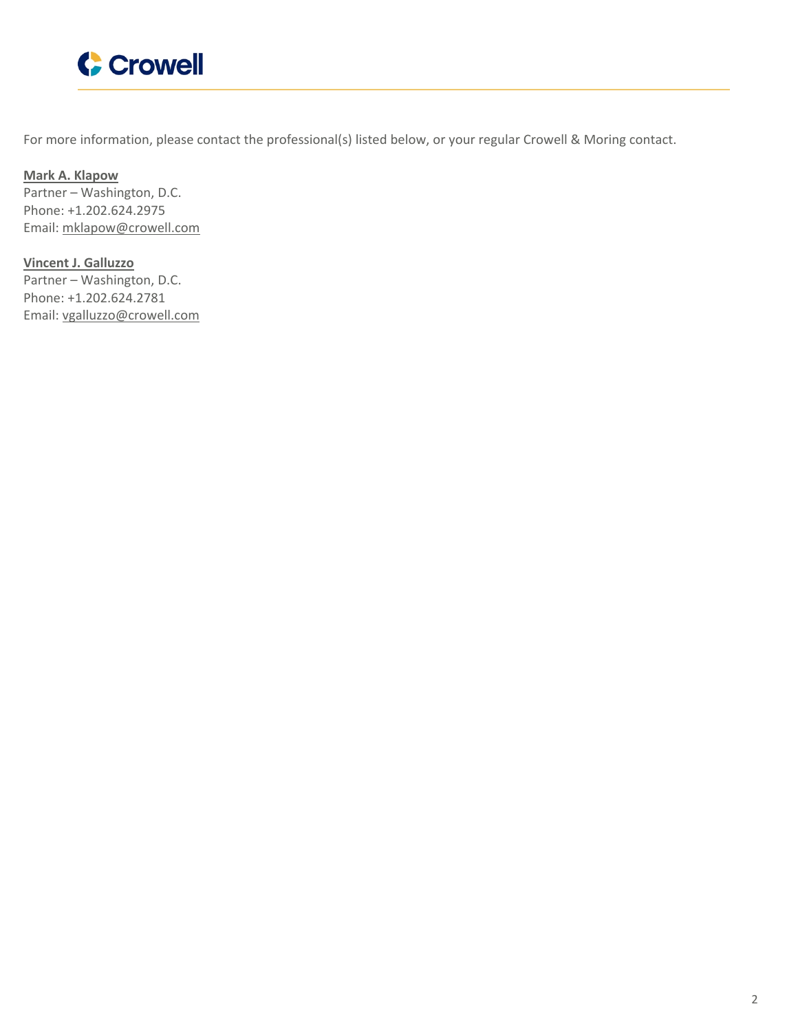For more information, please contact the professional(s) listed below, or your regular Crowell & Moring contact.

**Mark A. Klapow**
Partner – Washington, D.C.
Phone: +1.202.624.2975
Email: mklapow@crowell.com

**Vincent J. Galluzzo**
Partner – Washington, D.C.
Phone: +1.202.624.2781
Email: vgalluzzo@crowell.com